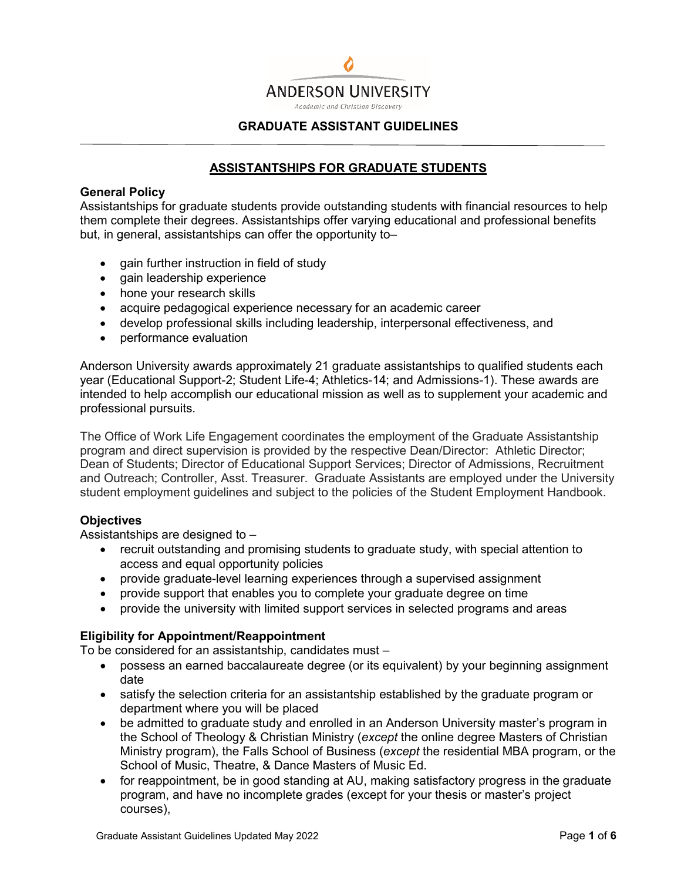ANDERSON UNIVERSITY

Academic and Christian Discovery

# GRADUATE ASSISTANT GUIDELINES

## ASSISTANTSHIPS FOR GRADUATE STUDENTS

### General Policy

Assistantships for graduate students provide outstanding students with financial resources to help them complete their degrees. Assistantships offer varying educational and professional benefits but, in general, assistantships can offer the opportunity to–

- gain further instruction in field of study
- gain leadership experience
- hone your research skills
- acquire pedagogical experience necessary for an academic career
- develop professional skills including leadership, interpersonal effectiveness, and
- performance evaluation

Anderson University awards approximately 21 graduate assistantships to qualified students each year (Educational Support-2; Student Life-4; Athletics-14; and Admissions-1). These awards are intended to help accomplish our educational mission as well as to supplement your academic and professional pursuits.

The Office of Work Life Engagement coordinates the employment of the Graduate Assistantship program and direct supervision is provided by the respective Dean/Director: Athletic Director; Dean of Students; Director of Educational Support Services; Director of Admissions, Recruitment and Outreach; Controller, Asst. Treasurer. Graduate Assistants are employed under the University student employment guidelines and subject to the policies of the Student Employment Handbook.

### Objectives

Assistantships are designed to –

- recruit outstanding and promising students to graduate study, with special attention to access and equal opportunity policies
- provide graduate-level learning experiences through a supervised assignment
- provide support that enables you to complete your graduate degree on time
- provide the university with limited support services in selected programs and areas

### Eligibility for Appointment/Reappointment

To be considered for an assistantship, candidates must –

- possess an earned baccalaureate degree (or its equivalent) by your beginning assignment date
- satisfy the selection criteria for an assistantship established by the graduate program or department where you will be placed
- be admitted to graduate study and enrolled in an Anderson University master's program in the School of Theology & Christian Ministry (*except* the online degree Masters of Christian Ministry program), the Falls School of Business (*except* the residential MBA program, or the School of Music, Theatre, & Dance Masters of Music Ed.
- for reappointment, be in good standing at AU, making satisfactory progress in the graduate program, and have no incomplete grades (except for your thesis or master's project courses),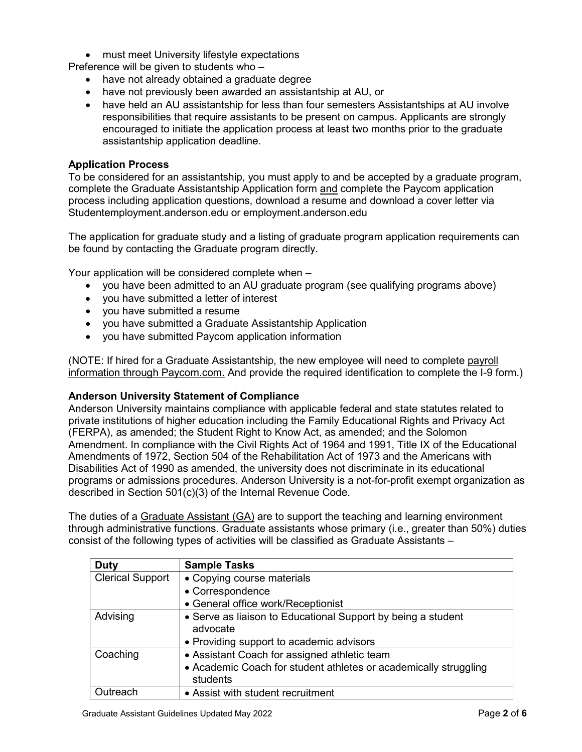- must meet University lifestyle expectations

Preference will be given to students who –

- have not already obtained a graduate degree
- have not previously been awarded an assistantship at AU, or
- have held an AU assistantship for less than four semesters Assistantships at AU involve responsibilities that require assistants to be present on campus. Applicants are strongly encouraged to initiate the application process at least two months prior to the graduate assistantship application deadline.

**Application Process**

To be considered for an assistantship, you must apply to and be accepted by a graduate program, complete the Graduate Assistantship Application form and complete the Paycom application process including application questions, download a resume and download a cover letter via Studentemployment.anderson.edu or employment.anderson.edu

The application for graduate study and a listing of graduate program application requirements can be found by contacting the Graduate program directly.

Your application will be considered complete when –

- you have been admitted to an AU graduate program (see qualifying programs above)
- you have submitted a letter of interest
- you have submitted a resume
- you have submitted a Graduate Assistantship Application
- you have submitted Paycom application information

(NOTE: If hired for a Graduate Assistantship, the new employee will need to complete payroll information through Paycom.com. And provide the required identification to complete the I-9 form.)

**Anderson University Statement of Compliance**

Anderson University maintains compliance with applicable federal and state statutes related to private institutions of higher education including the Family Educational Rights and Privacy Act (FERPA), as amended; the Student Right to Know Act, as amended; and the Solomon Amendment. In compliance with the Civil Rights Act of 1964 and 1991, Title IX of the Educational Amendments of 1972, Section 504 of the Rehabilitation Act of 1973 and the Americans with Disabilities Act of 1990 as amended, the university does not discriminate in its educational programs or admissions procedures. Anderson University is a not-for-profit exempt organization as described in Section 501(c)(3) of the Internal Revenue Code.

The duties of a Graduate Assistant (GA) are to support the teaching and learning environment through administrative functions. Graduate assistants whose primary (i.e., greater than 50%) duties consist of the following types of activities will be classified as Graduate Assistants –

| Duty | Sample Tasks |
|---|---|
| Clerical Support | • Copying course materials<br>• Correspondence<br>• General office work/Receptionist |
| Advising | • Serve as liaison to Educational Support by being a student advocate<br>• Providing support to academic advisors |
| Coaching | • Assistant Coach for assigned athletic team<br>• Academic Coach for student athletes or academically struggling students |
| Outreach | • Assist with student recruitment |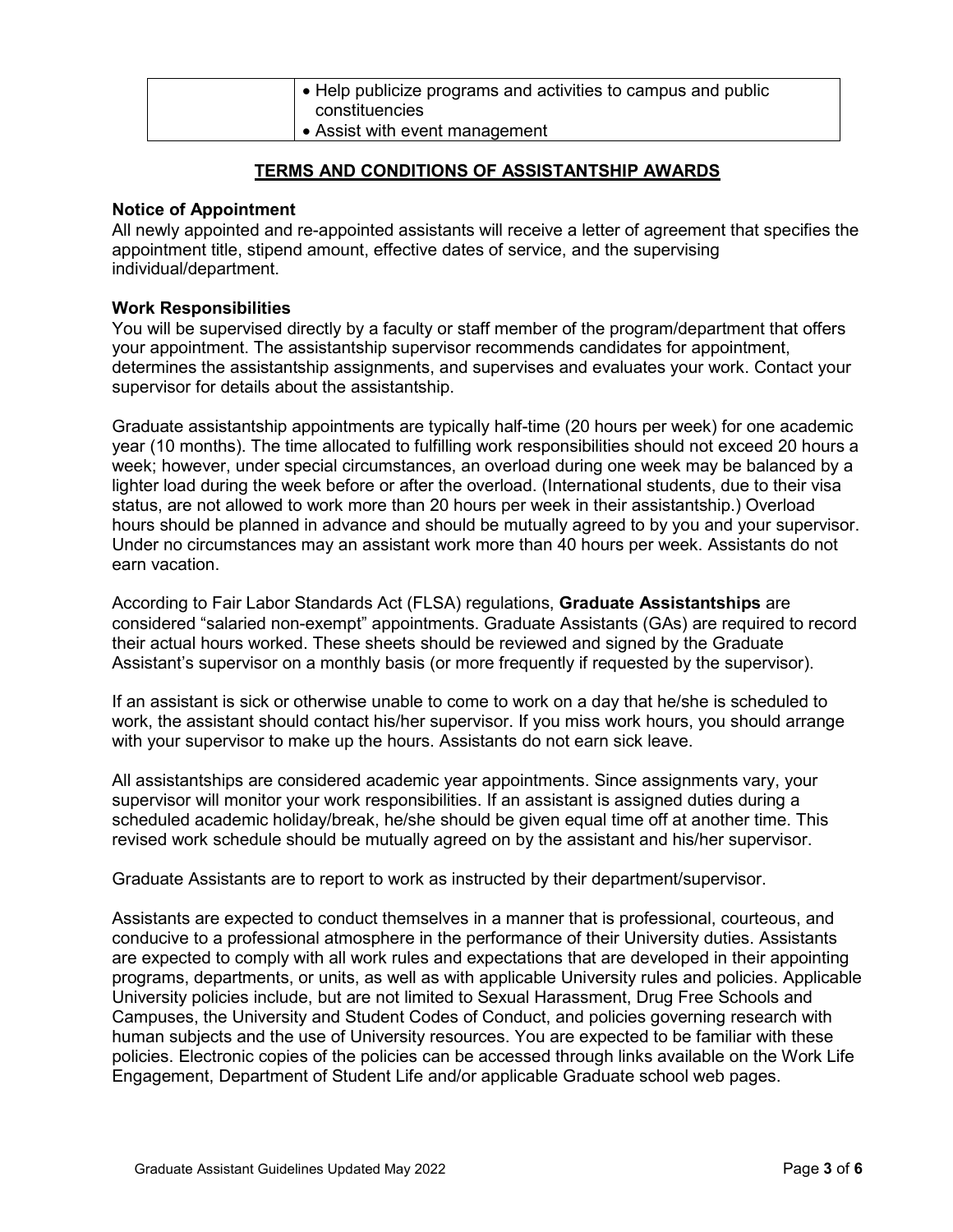| | • Help publicize programs and activities to campus and public constituencies<br>• Assist with event management |
|---|---|

## TERMS AND CONDITIONS OF ASSISTANTSHIP AWARDS

### Notice of Appointment

All newly appointed and re-appointed assistants will receive a letter of agreement that specifies the appointment title, stipend amount, effective dates of service, and the supervising individual/department.

### Work Responsibilities

You will be supervised directly by a faculty or staff member of the program/department that offers your appointment. The assistantship supervisor recommends candidates for appointment, determines the assistantship assignments, and supervises and evaluates your work. Contact your supervisor for details about the assistantship.

Graduate assistantship appointments are typically half-time (20 hours per week) for one academic year (10 months). The time allocated to fulfilling work responsibilities should not exceed 20 hours a week; however, under special circumstances, an overload during one week may be balanced by a lighter load during the week before or after the overload. (International students, due to their visa status, are not allowed to work more than 20 hours per week in their assistantship.) Overload hours should be planned in advance and should be mutually agreed to by you and your supervisor. Under no circumstances may an assistant work more than 40 hours per week. Assistants do not earn vacation.

According to Fair Labor Standards Act (FLSA) regulations, **Graduate Assistantships** are considered "salaried non-exempt" appointments. Graduate Assistants (GAs) are required to record their actual hours worked. These sheets should be reviewed and signed by the Graduate Assistant's supervisor on a monthly basis (or more frequently if requested by the supervisor).

If an assistant is sick or otherwise unable to come to work on a day that he/she is scheduled to work, the assistant should contact his/her supervisor. If you miss work hours, you should arrange with your supervisor to make up the hours. Assistants do not earn sick leave.

All assistantships are considered academic year appointments. Since assignments vary, your supervisor will monitor your work responsibilities. If an assistant is assigned duties during a scheduled academic holiday/break, he/she should be given equal time off at another time. This revised work schedule should be mutually agreed on by the assistant and his/her supervisor.

Graduate Assistants are to report to work as instructed by their department/supervisor.

Assistants are expected to conduct themselves in a manner that is professional, courteous, and conducive to a professional atmosphere in the performance of their University duties. Assistants are expected to comply with all work rules and expectations that are developed in their appointing programs, departments, or units, as well as with applicable University rules and policies. Applicable University policies include, but are not limited to Sexual Harassment, Drug Free Schools and Campuses, the University and Student Codes of Conduct, and policies governing research with human subjects and the use of University resources. You are expected to be familiar with these policies. Electronic copies of the policies can be accessed through links available on the Work Life Engagement, Department of Student Life and/or applicable Graduate school web pages.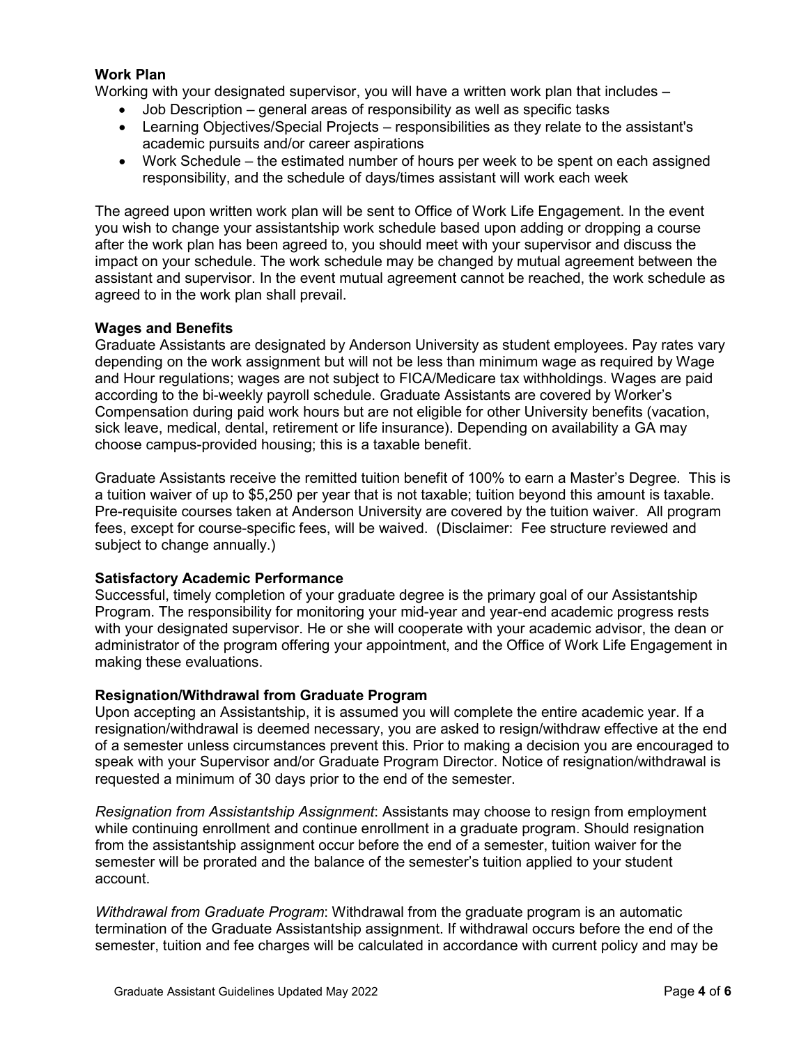**Work Plan**

Working with your designated supervisor, you will have a written work plan that includes –

- Job Description – general areas of responsibility as well as specific tasks
- Learning Objectives/Special Projects – responsibilities as they relate to the assistant's academic pursuits and/or career aspirations
- Work Schedule – the estimated number of hours per week to be spent on each assigned responsibility, and the schedule of days/times assistant will work each week

The agreed upon written work plan will be sent to Office of Work Life Engagement. In the event you wish to change your assistantship work schedule based upon adding or dropping a course after the work plan has been agreed to, you should meet with your supervisor and discuss the impact on your schedule. The work schedule may be changed by mutual agreement between the assistant and supervisor. In the event mutual agreement cannot be reached, the work schedule as agreed to in the work plan shall prevail.

**Wages and Benefits**

Graduate Assistants are designated by Anderson University as student employees. Pay rates vary depending on the work assignment but will not be less than minimum wage as required by Wage and Hour regulations; wages are not subject to FICA/Medicare tax withholdings. Wages are paid according to the bi-weekly payroll schedule. Graduate Assistants are covered by Worker's Compensation during paid work hours but are not eligible for other University benefits (vacation, sick leave, medical, dental, retirement or life insurance). Depending on availability a GA may choose campus-provided housing; this is a taxable benefit.

Graduate Assistants receive the remitted tuition benefit of 100% to earn a Master's Degree. This is a tuition waiver of up to $5,250 per year that is not taxable; tuition beyond this amount is taxable. Pre-requisite courses taken at Anderson University are covered by the tuition waiver. All program fees, except for course-specific fees, will be waived. (Disclaimer: Fee structure reviewed and subject to change annually.)

**Satisfactory Academic Performance**

Successful, timely completion of your graduate degree is the primary goal of our Assistantship Program. The responsibility for monitoring your mid-year and year-end academic progress rests with your designated supervisor. He or she will cooperate with your academic advisor, the dean or administrator of the program offering your appointment, and the Office of Work Life Engagement in making these evaluations.

**Resignation/Withdrawal from Graduate Program**

Upon accepting an Assistantship, it is assumed you will complete the entire academic year. If a resignation/withdrawal is deemed necessary, you are asked to resign/withdraw effective at the end of a semester unless circumstances prevent this. Prior to making a decision you are encouraged to speak with your Supervisor and/or Graduate Program Director. Notice of resignation/withdrawal is requested a minimum of 30 days prior to the end of the semester.

*Resignation from Assistantship Assignment*: Assistants may choose to resign from employment while continuing enrollment and continue enrollment in a graduate program. Should resignation from the assistantship assignment occur before the end of a semester, tuition waiver for the semester will be prorated and the balance of the semester's tuition applied to your student account.

*Withdrawal from Graduate Program*: Withdrawal from the graduate program is an automatic termination of the Graduate Assistantship assignment. If withdrawal occurs before the end of the semester, tuition and fee charges will be calculated in accordance with current policy and may be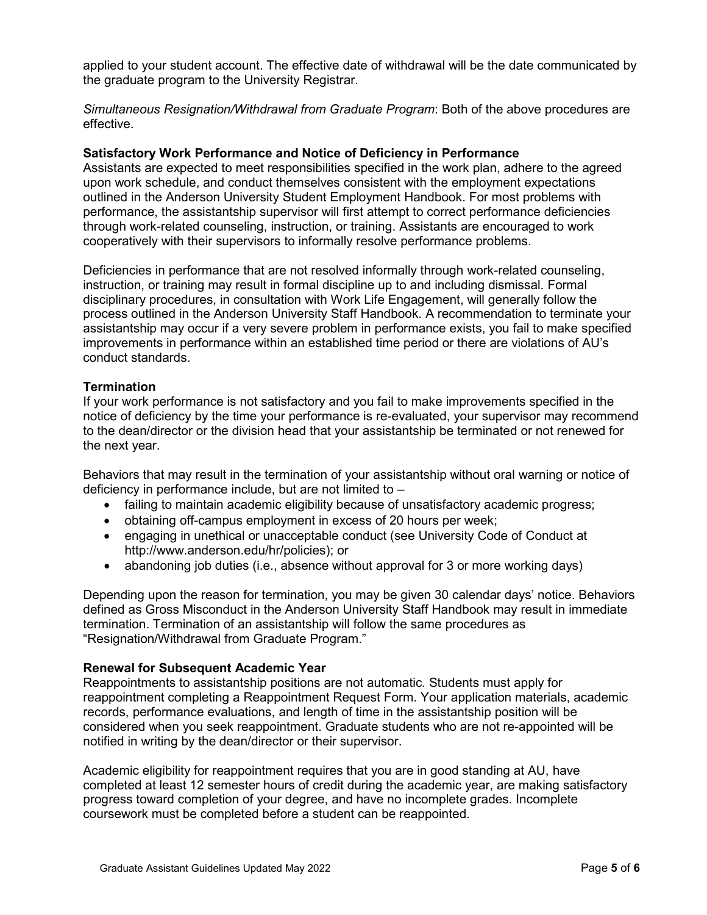applied to your student account. The effective date of withdrawal will be the date communicated by the graduate program to the University Registrar.

*Simultaneous Resignation/Withdrawal from Graduate Program*: Both of the above procedures are effective.

**Satisfactory Work Performance and Notice of Deficiency in Performance**

Assistants are expected to meet responsibilities specified in the work plan, adhere to the agreed upon work schedule, and conduct themselves consistent with the employment expectations outlined in the Anderson University Student Employment Handbook. For most problems with performance, the assistantship supervisor will first attempt to correct performance deficiencies through work-related counseling, instruction, or training. Assistants are encouraged to work cooperatively with their supervisors to informally resolve performance problems.

Deficiencies in performance that are not resolved informally through work-related counseling, instruction, or training may result in formal discipline up to and including dismissal. Formal disciplinary procedures, in consultation with Work Life Engagement, will generally follow the process outlined in the Anderson University Staff Handbook. A recommendation to terminate your assistantship may occur if a very severe problem in performance exists, you fail to make specified improvements in performance within an established time period or there are violations of AU's conduct standards.

**Termination**

If your work performance is not satisfactory and you fail to make improvements specified in the notice of deficiency by the time your performance is re-evaluated, your supervisor may recommend to the dean/director or the division head that your assistantship be terminated or not renewed for the next year.

Behaviors that may result in the termination of your assistantship without oral warning or notice of deficiency in performance include, but are not limited to –

- failing to maintain academic eligibility because of unsatisfactory academic progress;
- obtaining off-campus employment in excess of 20 hours per week;
- engaging in unethical or unacceptable conduct (see University Code of Conduct at http://www.anderson.edu/hr/policies); or
- abandoning job duties (i.e., absence without approval for 3 or more working days)

Depending upon the reason for termination, you may be given 30 calendar days' notice. Behaviors defined as Gross Misconduct in the Anderson University Staff Handbook may result in immediate termination. Termination of an assistantship will follow the same procedures as "Resignation/Withdrawal from Graduate Program."

**Renewal for Subsequent Academic Year**

Reappointments to assistantship positions are not automatic. Students must apply for reappointment completing a Reappointment Request Form. Your application materials, academic records, performance evaluations, and length of time in the assistantship position will be considered when you seek reappointment. Graduate students who are not re-appointed will be notified in writing by the dean/director or their supervisor.

Academic eligibility for reappointment requires that you are in good standing at AU, have completed at least 12 semester hours of credit during the academic year, are making satisfactory progress toward completion of your degree, and have no incomplete grades. Incomplete coursework must be completed before a student can be reappointed.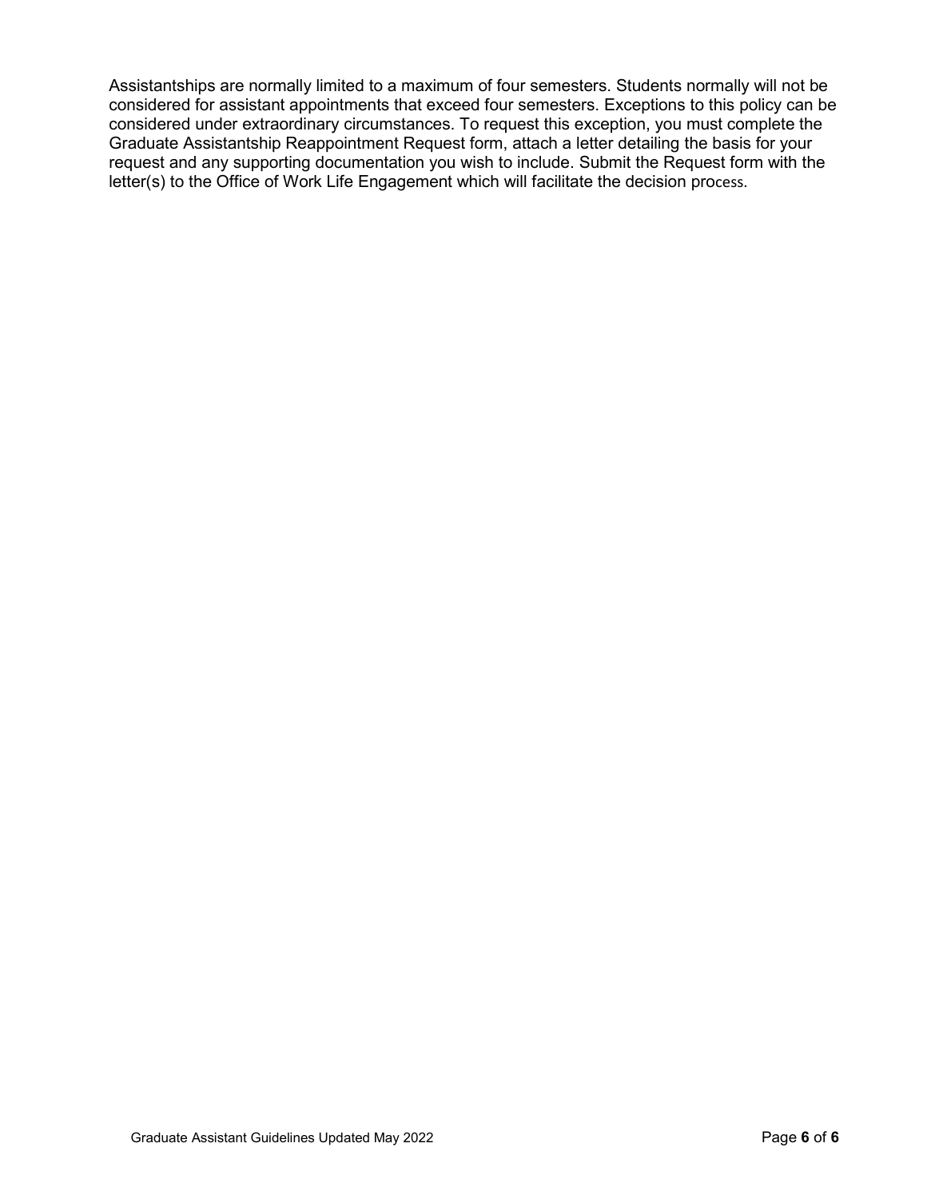Assistantships are normally limited to a maximum of four semesters. Students normally will not be considered for assistant appointments that exceed four semesters. Exceptions to this policy can be considered under extraordinary circumstances. To request this exception, you must complete the Graduate Assistantship Reappointment Request form, attach a letter detailing the basis for your request and any supporting documentation you wish to include. Submit the Request form with the letter(s) to the Office of Work Life Engagement which will facilitate the decision process.